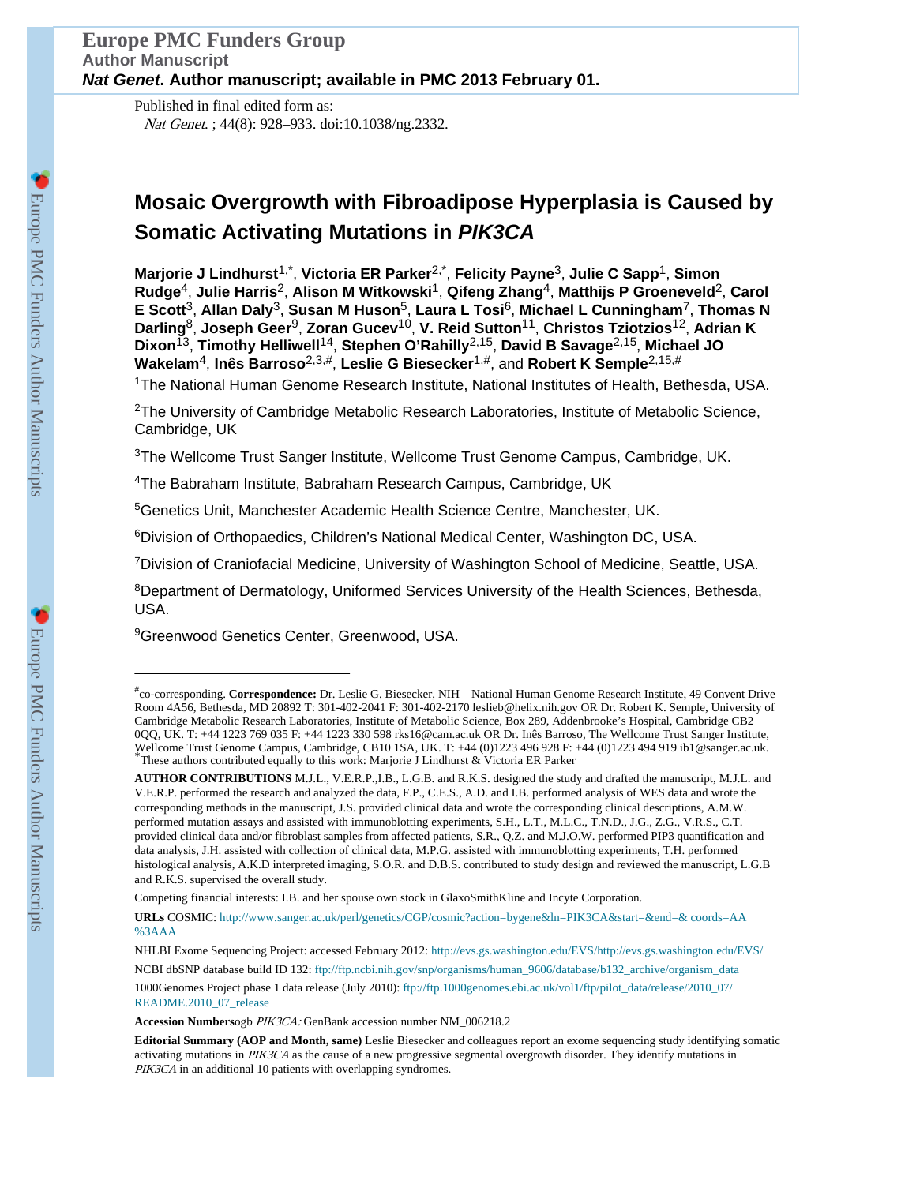Published in final edited form as:

*Nat Genet*. ; 44(8): 928–933. doi:10.1038/ng.2332.

# Mosaic Overgrowth with Fibroadipose Hyperplasia is Caused by Somatic Activating Mutations in *PIK3CA*

**Marjorie J Lindhurst**[1,*], **Victoria ER Parker**[2,*], **Felicity Payne**[3], **Julie C Sapp**[1], **Simon Rudge**[4], **Julie Harris**[2], **Alison M Witkowski**[1], **Qifeng Zhang**[4], **Matthijs P Groeneveld**[2], **Carol E Scott**[3], **Allan Daly**[3], **Susan M Huson**[5], **Laura L Tosi**[6], **Michael L Cunningham**[7], **Thomas N Darling**[8], **Joseph Geer**[9], **Zoran Gucev**[10], **V. Reid Sutton**[11], **Christos Tziotzios**[12], **Adrian K Dixon**[13], **Timothy Helliwell**[14], **Stephen O'Rahilly**[2,15], **David B Savage**[2,15], **Michael JO Wakelam**[4], **Inês Barroso**[2,3,#], **Leslie G Biesecker**[1,#], and **Robert K Semple**[2,15,#]

[1]The National Human Genome Research Institute, National Institutes of Health, Bethesda, USA.

[2]The University of Cambridge Metabolic Research Laboratories, Institute of Metabolic Science, Cambridge, UK

[3]The Wellcome Trust Sanger Institute, Wellcome Trust Genome Campus, Cambridge, UK.

[4]The Babraham Institute, Babraham Research Campus, Cambridge, UK

[5]Genetics Unit, Manchester Academic Health Science Centre, Manchester, UK.

[6]Division of Orthopaedics, Children's National Medical Center, Washington DC, USA.

[7]Division of Craniofacial Medicine, University of Washington School of Medicine, Seattle, USA.

[8]Department of Dermatology, Uniformed Services University of the Health Sciences, Bethesda, USA.

[9]Greenwood Genetics Center, Greenwood, USA.

---

[#]co-corresponding. **Correspondence:** Dr. Leslie G. Biesecker, NIH – National Human Genome Research Institute, 49 Convent Drive Room 4A56, Bethesda, MD 20892 T: 301-402-2041 F: 301-402-2170 leslieb@helix.nih.gov OR Dr. Robert K. Semple, University of Cambridge Metabolic Research Laboratories, Institute of Metabolic Science, Box 289, Addenbrooke's Hospital, Cambridge CB2 0QQ, UK. T: +44 1223 769 035 F: +44 1223 330 598 rks16@cam.ac.uk OR Dr. Inês Barroso, The Wellcome Trust Sanger Institute, Wellcome Trust Genome Campus, Cambridge, CB10 1SA, UK. T: +44 (0)1223 496 928 F: +44 (0)1223 494 919 ib1@sanger.ac.uk.
[*]These authors contributed equally to this work: Marjorie J Lindhurst & Victoria ER Parker

**AUTHOR CONTRIBUTIONS** M.J.L., V.E.R.P.,I.B., L.G.B. and R.K.S. designed the study and drafted the manuscript, M.J.L. and V.E.R.P. performed the research and analyzed the data, F.P., C.E.S., A.D. and I.B. performed analysis of WES data and wrote the corresponding methods in the manuscript, J.S. provided clinical data and wrote the corresponding clinical descriptions, A.M.W. performed mutation assays and assisted with immunoblotting experiments, S.H., L.T., M.L.C., T.N.D., J.G., Z.G., V.R.S., C.T. provided clinical data and/or fibroblast samples from affected patients, S.R., Q.Z. and M.J.O.W. performed PIP3 quantification and data analysis, J.H. assisted with collection of clinical data, M.P.G. assisted with immunoblotting experiments, T.H. performed histological analysis, A.K.D interpreted imaging, S.O.R. and D.B.S. contributed to study design and reviewed the manuscript, L.G.B and R.K.S. supervised the overall study.

Competing financial interests: I.B. and her spouse own stock in GlaxoSmithKline and Incyte Corporation.

**URLs** COSMIC: http://www.sanger.ac.uk/perl/genetics/CGP/cosmic?action=bygene&ln=PIK3CA&start=&end=& coords=AA%3AAA

NHLBI Exome Sequencing Project: accessed February 2012: http://evs.gs.washington.edu/EVS/http://evs.gs.washington.edu/EVS/

NCBI dbSNP database build ID 132: ftp://ftp.ncbi.nih.gov/snp/organisms/human_9606/database/b132_archive/organism_data

1000Genomes Project phase 1 data release (July 2010): ftp://ftp.1000genomes.ebi.ac.uk/vol1/ftp/pilot_data/release/2010_07/README.2010_07_release

**Accession Numbers**ogb *PIK3CA:* GenBank accession number NM_006218.2

**Editorial Summary (AOP and Month, same)** Leslie Biesecker and colleagues report an exome sequencing study identifying somatic activating mutations in *PIK3CA* as the cause of a new progressive segmental overgrowth disorder. They identify mutations in *PIK3CA* in an additional 10 patients with overlapping syndromes.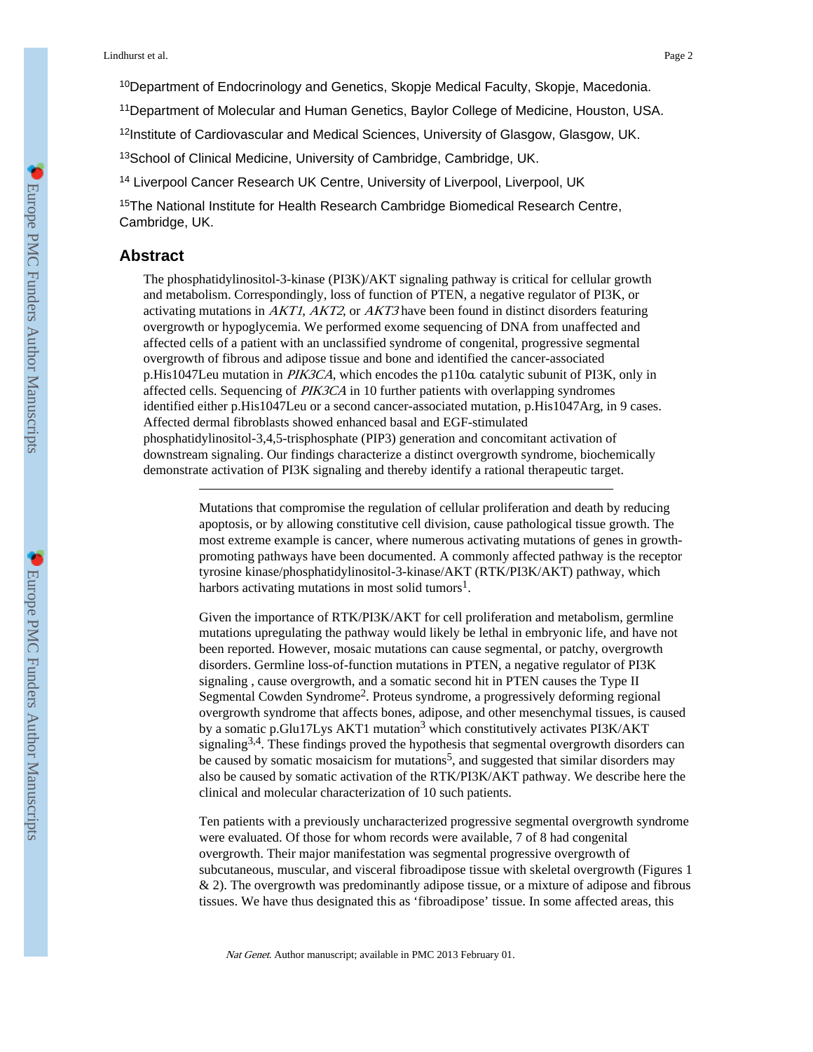[10]Department of Endocrinology and Genetics, Skopje Medical Faculty, Skopje, Macedonia.

[11]Department of Molecular and Human Genetics, Baylor College of Medicine, Houston, USA.

[12]Institute of Cardiovascular and Medical Sciences, University of Glasgow, Glasgow, UK.

[13]School of Clinical Medicine, University of Cambridge, Cambridge, UK.

[14] Liverpool Cancer Research UK Centre, University of Liverpool, Liverpool, UK

[15]The National Institute for Health Research Cambridge Biomedical Research Centre, Cambridge, UK.

## Abstract

The phosphatidylinositol-3-kinase (PI3K)/AKT signaling pathway is critical for cellular growth and metabolism. Correspondingly, loss of function of PTEN, a negative regulator of PI3K, or activating mutations in *AKT1*, *AKT2*, or *AKT3* have been found in distinct disorders featuring overgrowth or hypoglycemia. We performed exome sequencing of DNA from unaffected and affected cells of a patient with an unclassified syndrome of congenital, progressive segmental overgrowth of fibrous and adipose tissue and bone and identified the cancer-associated p.His1047Leu mutation in *PIK3CA*, which encodes the p110α catalytic subunit of PI3K, only in affected cells. Sequencing of *PIK3CA* in 10 further patients with overlapping syndromes identified either p.His1047Leu or a second cancer-associated mutation, p.His1047Arg, in 9 cases. Affected dermal fibroblasts showed enhanced basal and EGF-stimulated phosphatidylinositol-3,4,5-trisphosphate (PIP3) generation and concomitant activation of downstream signaling. Our findings characterize a distinct overgrowth syndrome, biochemically demonstrate activation of PI3K signaling and thereby identify a rational therapeutic target.

---

Mutations that compromise the regulation of cellular proliferation and death by reducing apoptosis, or by allowing constitutive cell division, cause pathological tissue growth. The most extreme example is cancer, where numerous activating mutations of genes in growth-promoting pathways have been documented. A commonly affected pathway is the receptor tyrosine kinase/phosphatidylinositol-3-kinase/AKT (RTK/PI3K/AKT) pathway, which harbors activating mutations in most solid tumors[1].

Given the importance of RTK/PI3K/AKT for cell proliferation and metabolism, germline mutations upregulating the pathway would likely be lethal in embryonic life, and have not been reported. However, mosaic mutations can cause segmental, or patchy, overgrowth disorders. Germline loss-of-function mutations in PTEN, a negative regulator of PI3K signaling , cause overgrowth, and a somatic second hit in PTEN causes the Type II Segmental Cowden Syndrome[2]. Proteus syndrome, a progressively deforming regional overgrowth syndrome that affects bones, adipose, and other mesenchymal tissues, is caused by a somatic p.Glu17Lys AKT1 mutation[3] which constitutively activates PI3K/AKT signaling[3,4]. These findings proved the hypothesis that segmental overgrowth disorders can be caused by somatic mosaicism for mutations[5], and suggested that similar disorders may also be caused by somatic activation of the RTK/PI3K/AKT pathway. We describe here the clinical and molecular characterization of 10 such patients.

Ten patients with a previously uncharacterized progressive segmental overgrowth syndrome were evaluated. Of those for whom records were available, 7 of 8 had congenital overgrowth. Their major manifestation was segmental progressive overgrowth of subcutaneous, muscular, and visceral fibroadipose tissue with skeletal overgrowth (Figures 1 & 2). The overgrowth was predominantly adipose tissue, or a mixture of adipose and fibrous tissues. We have thus designated this as 'fibroadipose' tissue. In some affected areas, this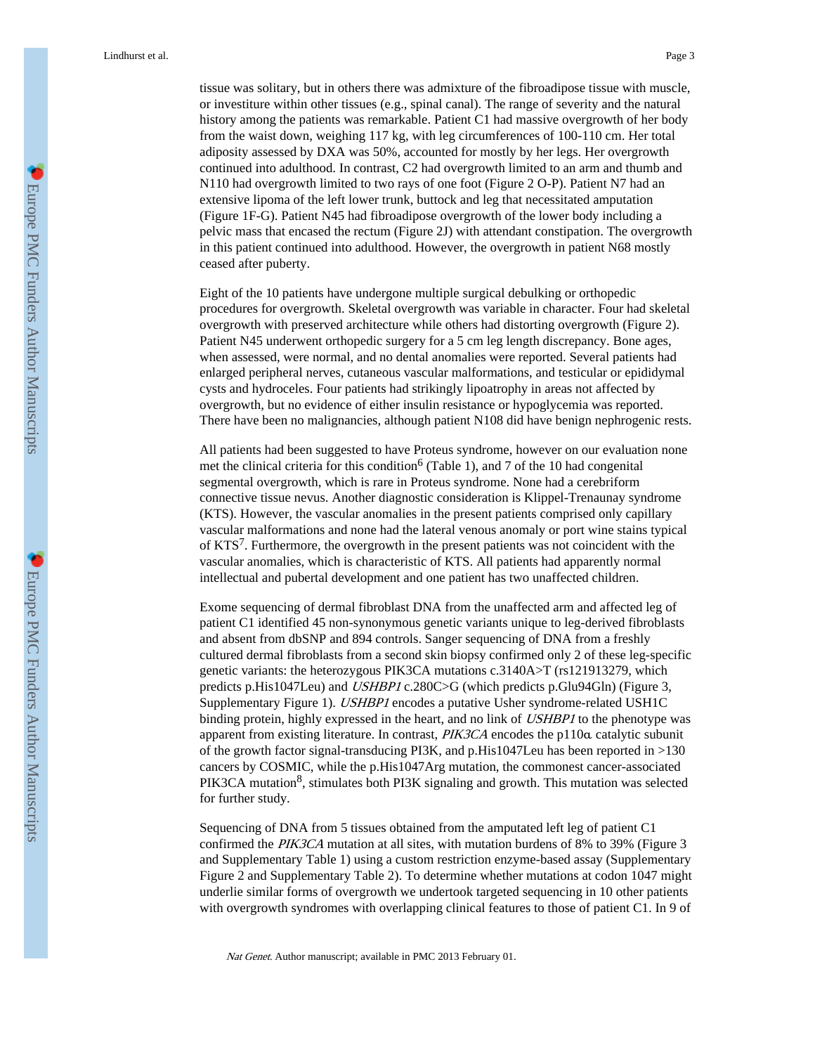tissue was solitary, but in others there was admixture of the fibroadipose tissue with muscle, or investiture within other tissues (e.g., spinal canal). The range of severity and the natural history among the patients was remarkable. Patient C1 had massive overgrowth of her body from the waist down, weighing 117 kg, with leg circumferences of 100-110 cm. Her total adiposity assessed by DXA was 50%, accounted for mostly by her legs. Her overgrowth continued into adulthood. In contrast, C2 had overgrowth limited to an arm and thumb and N110 had overgrowth limited to two rays of one foot (Figure 2 O-P). Patient N7 had an extensive lipoma of the left lower trunk, buttock and leg that necessitated amputation (Figure 1F-G). Patient N45 had fibroadipose overgrowth of the lower body including a pelvic mass that encased the rectum (Figure 2J) with attendant constipation. The overgrowth in this patient continued into adulthood. However, the overgrowth in patient N68 mostly ceased after puberty.

Eight of the 10 patients have undergone multiple surgical debulking or orthopedic procedures for overgrowth. Skeletal overgrowth was variable in character. Four had skeletal overgrowth with preserved architecture while others had distorting overgrowth (Figure 2). Patient N45 underwent orthopedic surgery for a 5 cm leg length discrepancy. Bone ages, when assessed, were normal, and no dental anomalies were reported. Several patients had enlarged peripheral nerves, cutaneous vascular malformations, and testicular or epididymal cysts and hydroceles. Four patients had strikingly lipoatrophy in areas not affected by overgrowth, but no evidence of either insulin resistance or hypoglycemia was reported. There have been no malignancies, although patient N108 did have benign nephrogenic rests.

All patients had been suggested to have Proteus syndrome, however on our evaluation none met the clinical criteria for this condition[6] (Table 1), and 7 of the 10 had congenital segmental overgrowth, which is rare in Proteus syndrome. None had a cerebriform connective tissue nevus. Another diagnostic consideration is Klippel-Trenaunay syndrome (KTS). However, the vascular anomalies in the present patients comprised only capillary vascular malformations and none had the lateral venous anomaly or port wine stains typical of KTS[7]. Furthermore, the overgrowth in the present patients was not coincident with the vascular anomalies, which is characteristic of KTS. All patients had apparently normal intellectual and pubertal development and one patient has two unaffected children.

Exome sequencing of dermal fibroblast DNA from the unaffected arm and affected leg of patient C1 identified 45 non-synonymous genetic variants unique to leg-derived fibroblasts and absent from dbSNP and 894 controls. Sanger sequencing of DNA from a freshly cultured dermal fibroblasts from a second skin biopsy confirmed only 2 of these leg-specific genetic variants: the heterozygous PIK3CA mutations c.3140A>T (rs121913279, which predicts p.His1047Leu) and *USHBP1* c.280C>G (which predicts p.Glu94Gln) (Figure 3, Supplementary Figure 1). *USHBP1* encodes a putative Usher syndrome-related USH1C binding protein, highly expressed in the heart, and no link of *USHBP1* to the phenotype was apparent from existing literature. In contrast, *PIK3CA* encodes the p110α catalytic subunit of the growth factor signal-transducing PI3K, and p.His1047Leu has been reported in >130 cancers by COSMIC, while the p.His1047Arg mutation, the commonest cancer-associated PIK3CA mutation[8], stimulates both PI3K signaling and growth. This mutation was selected for further study.

Sequencing of DNA from 5 tissues obtained from the amputated left leg of patient C1 confirmed the *PIK3CA* mutation at all sites, with mutation burdens of 8% to 39% (Figure 3 and Supplementary Table 1) using a custom restriction enzyme-based assay (Supplementary Figure 2 and Supplementary Table 2). To determine whether mutations at codon 1047 might underlie similar forms of overgrowth we undertook targeted sequencing in 10 other patients with overgrowth syndromes with overlapping clinical features to those of patient C1. In 9 of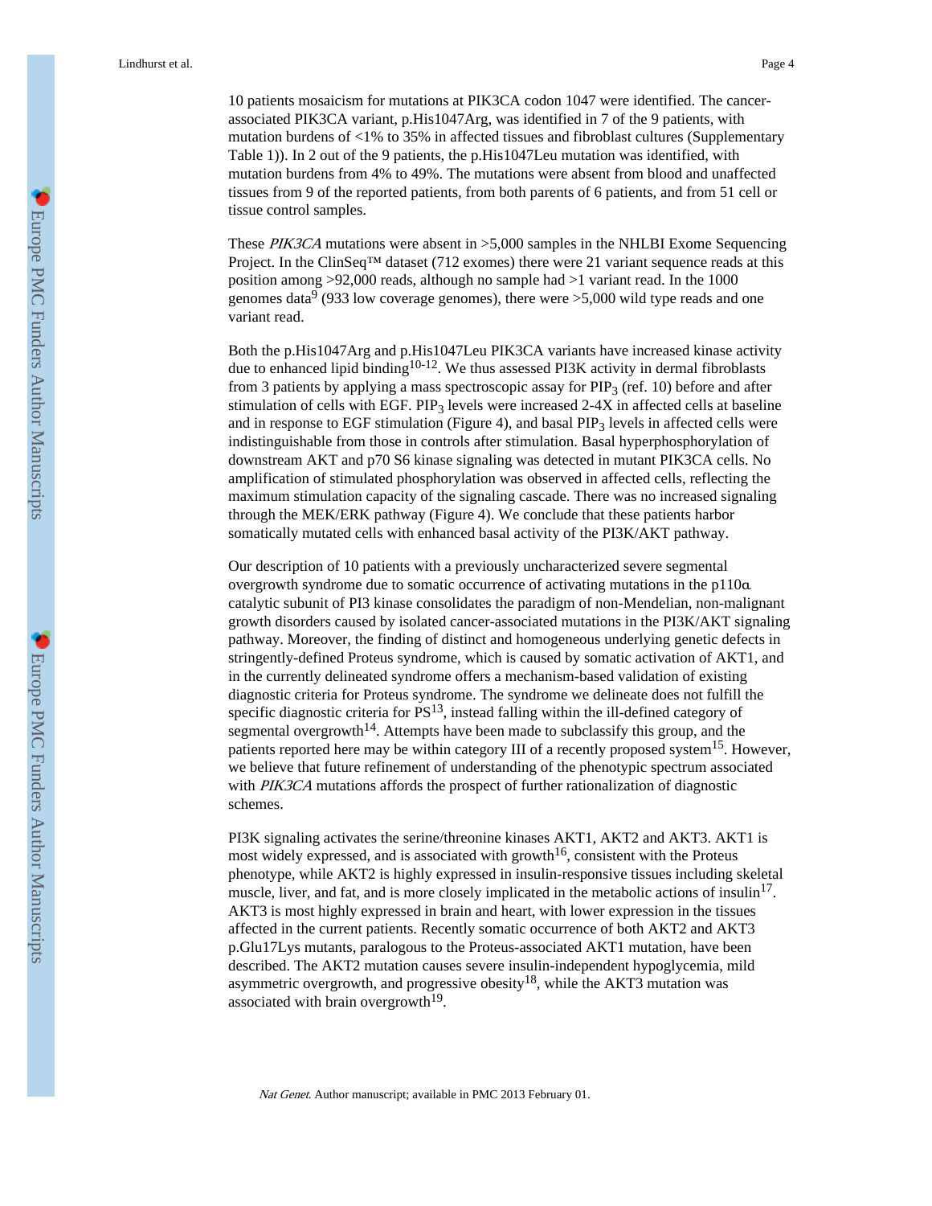10 patients mosaicism for mutations at PIK3CA codon 1047 were identified. The cancer-associated PIK3CA variant, p.His1047Arg, was identified in 7 of the 9 patients, with mutation burdens of <1% to 35% in affected tissues and fibroblast cultures (Supplementary Table 1)). In 2 out of the 9 patients, the p.His1047Leu mutation was identified, with mutation burdens from 4% to 49%. The mutations were absent from blood and unaffected tissues from 9 of the reported patients, from both parents of 6 patients, and from 51 cell or tissue control samples.

These *PIK3CA* mutations were absent in >5,000 samples in the NHLBI Exome Sequencing Project. In the ClinSeq™ dataset (712 exomes) there were 21 variant sequence reads at this position among >92,000 reads, although no sample had >1 variant read. In the 1000 genomes data[9] (933 low coverage genomes), there were >5,000 wild type reads and one variant read.

Both the p.His1047Arg and p.His1047Leu PIK3CA variants have increased kinase activity due to enhanced lipid binding[10-12]. We thus assessed PI3K activity in dermal fibroblasts from 3 patients by applying a mass spectroscopic assay for $PIP_3$ (ref. 10) before and after stimulation of cells with EGF. $PIP_3$ levels were increased 2-4X in affected cells at baseline and in response to EGF stimulation (Figure 4), and basal $PIP_3$ levels in affected cells were indistinguishable from those in controls after stimulation. Basal hyperphosphorylation of downstream AKT and p70 S6 kinase signaling was detected in mutant PIK3CA cells. No amplification of stimulated phosphorylation was observed in affected cells, reflecting the maximum stimulation capacity of the signaling cascade. There was no increased signaling through the MEK/ERK pathway (Figure 4). We conclude that these patients harbor somatically mutated cells with enhanced basal activity of the PI3K/AKT pathway.

Our description of 10 patients with a previously uncharacterized severe segmental overgrowth syndrome due to somatic occurrence of activating mutations in the p110α catalytic subunit of PI3 kinase consolidates the paradigm of non-Mendelian, non-malignant growth disorders caused by isolated cancer-associated mutations in the PI3K/AKT signaling pathway. Moreover, the finding of distinct and homogeneous underlying genetic defects in stringently-defined Proteus syndrome, which is caused by somatic activation of AKT1, and in the currently delineated syndrome offers a mechanism-based validation of existing diagnostic criteria for Proteus syndrome. The syndrome we delineate does not fulfill the specific diagnostic criteria for PS[13], instead falling within the ill-defined category of segmental overgrowth[14]. Attempts have been made to subclassify this group, and the patients reported here may be within category III of a recently proposed system[15]. However, we believe that future refinement of understanding of the phenotypic spectrum associated with *PIK3CA* mutations affords the prospect of further rationalization of diagnostic schemes.

PI3K signaling activates the serine/threonine kinases AKT1, AKT2 and AKT3. AKT1 is most widely expressed, and is associated with growth[16], consistent with the Proteus phenotype, while AKT2 is highly expressed in insulin-responsive tissues including skeletal muscle, liver, and fat, and is more closely implicated in the metabolic actions of insulin[17]. AKT3 is most highly expressed in brain and heart, with lower expression in the tissues affected in the current patients. Recently somatic occurrence of both AKT2 and AKT3 p.Glu17Lys mutants, paralogous to the Proteus-associated AKT1 mutation, have been described. The AKT2 mutation causes severe insulin-independent hypoglycemia, mild asymmetric overgrowth, and progressive obesity[18], while the AKT3 mutation was associated with brain overgrowth[19].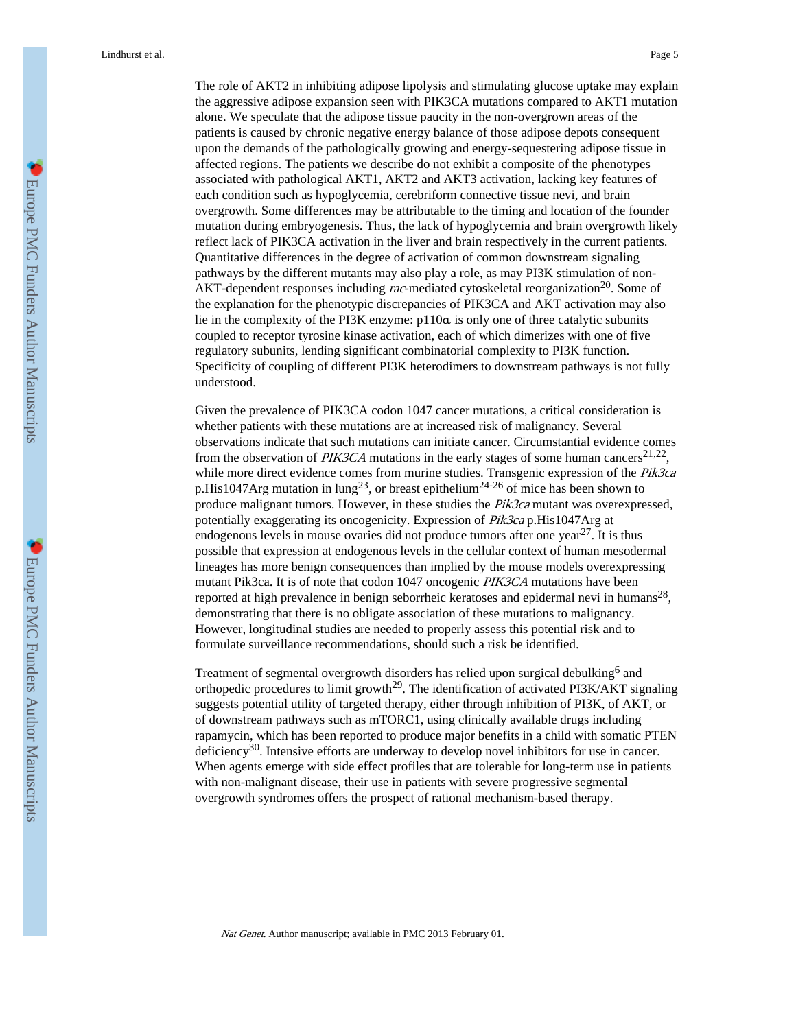The role of AKT2 in inhibiting adipose lipolysis and stimulating glucose uptake may explain the aggressive adipose expansion seen with PIK3CA mutations compared to AKT1 mutation alone. We speculate that the adipose tissue paucity in the non-overgrown areas of the patients is caused by chronic negative energy balance of those adipose depots consequent upon the demands of the pathologically growing and energy-sequestering adipose tissue in affected regions. The patients we describe do not exhibit a composite of the phenotypes associated with pathological AKT1, AKT2 and AKT3 activation, lacking key features of each condition such as hypoglycemia, cerebriform connective tissue nevi, and brain overgrowth. Some differences may be attributable to the timing and location of the founder mutation during embryogenesis. Thus, the lack of hypoglycemia and brain overgrowth likely reflect lack of PIK3CA activation in the liver and brain respectively in the current patients. Quantitative differences in the degree of activation of common downstream signaling pathways by the different mutants may also play a role, as may PI3K stimulation of non-AKT-dependent responses including *rac*-mediated cytoskeletal reorganization[20]. Some of the explanation for the phenotypic discrepancies of PIK3CA and AKT activation may also lie in the complexity of the PI3K enzyme: p110α is only one of three catalytic subunits coupled to receptor tyrosine kinase activation, each of which dimerizes with one of five regulatory subunits, lending significant combinatorial complexity to PI3K function. Specificity of coupling of different PI3K heterodimers to downstream pathways is not fully understood.

Given the prevalence of PIK3CA codon 1047 cancer mutations, a critical consideration is whether patients with these mutations are at increased risk of malignancy. Several observations indicate that such mutations can initiate cancer. Circumstantial evidence comes from the observation of *PIK3CA* mutations in the early stages of some human cancers[21,22], while more direct evidence comes from murine studies. Transgenic expression of the *Pik3ca* p.His1047Arg mutation in lung[23], or breast epithelium[24-26] of mice has been shown to produce malignant tumors. However, in these studies the *Pik3ca* mutant was overexpressed, potentially exaggerating its oncogenicity. Expression of *Pik3ca* p.His1047Arg at endogenous levels in mouse ovaries did not produce tumors after one year[27]. It is thus possible that expression at endogenous levels in the cellular context of human mesodermal lineages has more benign consequences than implied by the mouse models overexpressing mutant Pik3ca. It is of note that codon 1047 oncogenic *PIK3CA* mutations have been reported at high prevalence in benign seborrheic keratoses and epidermal nevi in humans[28], demonstrating that there is no obligate association of these mutations to malignancy. However, longitudinal studies are needed to properly assess this potential risk and to formulate surveillance recommendations, should such a risk be identified.

Treatment of segmental overgrowth disorders has relied upon surgical debulking[6] and orthopedic procedures to limit growth[29]. The identification of activated PI3K/AKT signaling suggests potential utility of targeted therapy, either through inhibition of PI3K, of AKT, or of downstream pathways such as mTORC1, using clinically available drugs including rapamycin, which has been reported to produce major benefits in a child with somatic PTEN deficiency[30]. Intensive efforts are underway to develop novel inhibitors for use in cancer. When agents emerge with side effect profiles that are tolerable for long-term use in patients with non-malignant disease, their use in patients with severe progressive segmental overgrowth syndromes offers the prospect of rational mechanism-based therapy.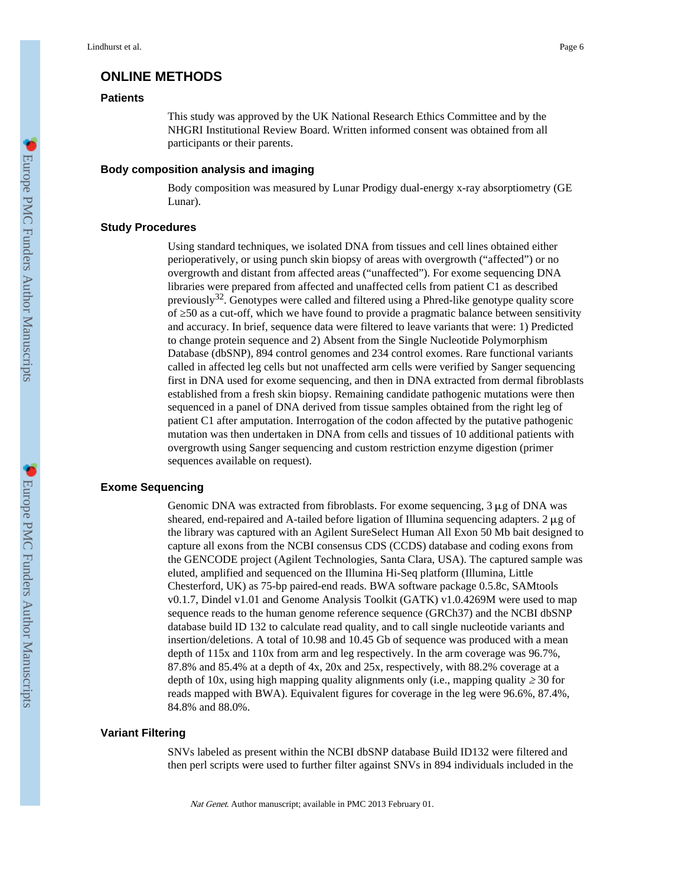## ONLINE METHODS

### Patients

This study was approved by the UK National Research Ethics Committee and by the NHGRI Institutional Review Board. Written informed consent was obtained from all participants or their parents.

### Body composition analysis and imaging

Body composition was measured by Lunar Prodigy dual-energy x-ray absorptiometry (GE Lunar).

### Study Procedures

Using standard techniques, we isolated DNA from tissues and cell lines obtained either perioperatively, or using punch skin biopsy of areas with overgrowth ("affected") or no overgrowth and distant from affected areas ("unaffected"). For exome sequencing DNA libraries were prepared from affected and unaffected cells from patient C1 as described previously[32]. Genotypes were called and filtered using a Phred-like genotype quality score of ≥50 as a cut-off, which we have found to provide a pragmatic balance between sensitivity and accuracy. In brief, sequence data were filtered to leave variants that were: 1) Predicted to change protein sequence and 2) Absent from the Single Nucleotide Polymorphism Database (dbSNP), 894 control genomes and 234 control exomes. Rare functional variants called in affected leg cells but not unaffected arm cells were verified by Sanger sequencing first in DNA used for exome sequencing, and then in DNA extracted from dermal fibroblasts established from a fresh skin biopsy. Remaining candidate pathogenic mutations were then sequenced in a panel of DNA derived from tissue samples obtained from the right leg of patient C1 after amputation. Interrogation of the codon affected by the putative pathogenic mutation was then undertaken in DNA from cells and tissues of 10 additional patients with overgrowth using Sanger sequencing and custom restriction enzyme digestion (primer sequences available on request).

### Exome Sequencing

Genomic DNA was extracted from fibroblasts. For exome sequencing, 3 μg of DNA was sheared, end-repaired and A-tailed before ligation of Illumina sequencing adapters. 2 μg of the library was captured with an Agilent SureSelect Human All Exon 50 Mb bait designed to capture all exons from the NCBI consensus CDS (CCDS) database and coding exons from the GENCODE project (Agilent Technologies, Santa Clara, USA). The captured sample was eluted, amplified and sequenced on the Illumina Hi-Seq platform (Illumina, Little Chesterford, UK) as 75-bp paired-end reads. BWA software package 0.5.8c, SAMtools v0.1.7, Dindel v1.01 and Genome Analysis Toolkit (GATK) v1.0.4269M were used to map sequence reads to the human genome reference sequence (GRCh37) and the NCBI dbSNP database build ID 132 to calculate read quality, and to call single nucleotide variants and insertion/deletions. A total of 10.98 and 10.45 Gb of sequence was produced with a mean depth of 115x and 110x from arm and leg respectively. In the arm coverage was 96.7%, 87.8% and 85.4% at a depth of 4x, 20x and 25x, respectively, with 88.2% coverage at a depth of 10x, using high mapping quality alignments only (i.e., mapping quality ≥ 30 for reads mapped with BWA). Equivalent figures for coverage in the leg were 96.6%, 87.4%, 84.8% and 88.0%.

### Variant Filtering

SNVs labeled as present within the NCBI dbSNP database Build ID132 were filtered and then perl scripts were used to further filter against SNVs in 894 individuals included in the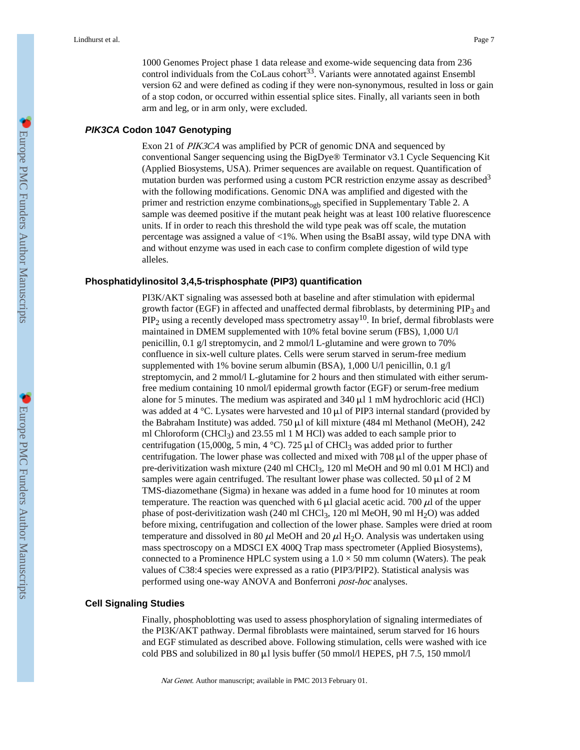1000 Genomes Project phase 1 data release and exome-wide sequencing data from 236 control individuals from the CoLaus cohort[33]. Variants were annotated against Ensembl version 62 and were defined as coding if they were non-synonymous, resulted in loss or gain of a stop codon, or occurred within essential splice sites. Finally, all variants seen in both arm and leg, or in arm only, were excluded.

## *PIK3CA* Codon 1047 Genotyping

Exon 21 of *PIK3CA* was amplified by PCR of genomic DNA and sequenced by conventional Sanger sequencing using the BigDye® Terminator v3.1 Cycle Sequencing Kit (Applied Biosystems, USA). Primer sequences are available on request. Quantification of mutation burden was performed using a custom PCR restriction enzyme assay as described[3] with the following modifications. Genomic DNA was amplified and digested with the primer and restriction enzyme combinations$_{ogb}$ specified in Supplementary Table 2. A sample was deemed positive if the mutant peak height was at least 100 relative fluorescence units. If in order to reach this threshold the wild type peak was off scale, the mutation percentage was assigned a value of <1%. When using the BsaBI assay, wild type DNA with and without enzyme was used in each case to confirm complete digestion of wild type alleles.

## Phosphatidylinositol 3,4,5-trisphosphate (PIP3) quantification

PI3K/AKT signaling was assessed both at baseline and after stimulation with epidermal growth factor (EGF) in affected and unaffected dermal fibroblasts, by determining $PIP_3$ and $PIP_2$ using a recently developed mass spectrometry assay[10]. In brief, dermal fibroblasts were maintained in DMEM supplemented with 10% fetal bovine serum (FBS), 1,000 U/l penicillin, 0.1 g/l streptomycin, and 2 mmol/l L-glutamine and were grown to 70% confluence in six-well culture plates. Cells were serum starved in serum-free medium supplemented with 1% bovine serum albumin (BSA), 1,000 U/l penicillin, 0.1 g/l streptomycin, and 2 mmol/l L-glutamine for 2 hours and then stimulated with either serum-free medium containing 10 nmol/l epidermal growth factor (EGF) or serum-free medium alone for 5 minutes. The medium was aspirated and 340 μl 1 mM hydrochloric acid (HCl) was added at 4 °C. Lysates were harvested and 10 μl of PIP3 internal standard (provided by the Babraham Institute) was added. 750 μl of kill mixture (484 ml Methanol (MeOH), 242 ml Chloroform ($CHCl_3$) and 23.55 ml 1 M HCl) was added to each sample prior to centrifugation (15,000g, 5 min, 4 °C). 725 μl of $CHCl_3$ was added prior to further centrifugation. The lower phase was collected and mixed with 708 μl of the upper phase of pre-derivitization wash mixture (240 ml $CHCl_3$, 120 ml MeOH and 90 ml 0.01 M HCl) and samples were again centrifuged. The resultant lower phase was collected. 50 μl of 2 M TMS-diazomethane (Sigma) in hexane was added in a fume hood for 10 minutes at room temperature. The reaction was quenched with 6 μl glacial acetic acid. 700 μl of the upper phase of post-derivitization wash (240 ml $CHCl_3$, 120 ml MeOH, 90 ml $H_2O$) was added before mixing, centrifugation and collection of the lower phase. Samples were dried at room temperature and dissolved in 80 μl MeOH and 20 μl $H_2O$. Analysis was undertaken using mass spectroscopy on a MDSCI EX 400Q Trap mass spectrometer (Applied Biosystems), connected to a Prominence HPLC system using a 1.0 × 50 mm column (Waters). The peak values of C38:4 species were expressed as a ratio (PIP3/PIP2). Statistical analysis was performed using one-way ANOVA and Bonferroni *post-hoc* analyses.

## Cell Signaling Studies

Finally, phosphoblotting was used to assess phosphorylation of signaling intermediates of the PI3K/AKT pathway. Dermal fibroblasts were maintained, serum starved for 16 hours and EGF stimulated as described above. Following stimulation, cells were washed with ice cold PBS and solubilized in 80 μl lysis buffer (50 mmol/l HEPES, pH 7.5, 150 mmol/l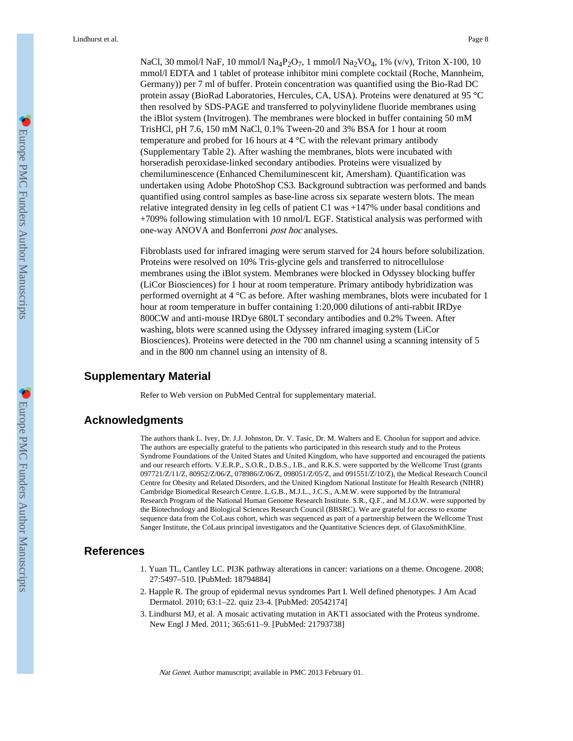NaCl, 30 mmol/l NaF, 10 mmol/l $Na_4P_2O_7$, 1 mmol/l $Na_2VO_4$, 1% (v/v), Triton X-100, 10 mmol/l EDTA and 1 tablet of protease inhibitor mini complete cocktail (Roche, Mannheim, Germany)) per 7 ml of buffer. Protein concentration was quantified using the Bio-Rad DC protein assay (BioRad Laboratories, Hercules, CA, USA). Proteins were denatured at 95 °C then resolved by SDS-PAGE and transferred to polyvinylidene fluoride membranes using the iBlot system (Invitrogen). The membranes were blocked in buffer containing 50 mM TrisHCl, pH 7.6, 150 mM NaCl, 0.1% Tween-20 and 3% BSA for 1 hour at room temperature and probed for 16 hours at 4 °C with the relevant primary antibody (Supplementary Table 2). After washing the membranes, blots were incubated with horseradish peroxidase-linked secondary antibodies. Proteins were visualized by chemiluminescence (Enhanced Chemiluminescent kit, Amersham). Quantification was undertaken using Adobe PhotoShop CS3. Background subtraction was performed and bands quantified using control samples as base-line across six separate western blots. The mean relative integrated density in leg cells of patient C1 was +147% under basal conditions and +709% following stimulation with 10 nmol/L EGF. Statistical analysis was performed with one-way ANOVA and Bonferroni *post hoc* analyses.

Fibroblasts used for infrared imaging were serum starved for 24 hours before solubilization. Proteins were resolved on 10% Tris-glycine gels and transferred to nitrocellulose membranes using the iBlot system. Membranes were blocked in Odyssey blocking buffer (LiCor Biosciences) for 1 hour at room temperature. Primary antibody hybridization was performed overnight at 4 °C as before. After washing membranes, blots were incubated for 1 hour at room temperature in buffer containing 1:20,000 dilutions of anti-rabbit IRDye 800CW and anti-mouse IRDye 680LT secondary antibodies and 0.2% Tween. After washing, blots were scanned using the Odyssey infrared imaging system (LiCor Biosciences). Proteins were detected in the 700 nm channel using a scanning intensity of 5 and in the 800 nm channel using an intensity of 8.

## Supplementary Material

Refer to Web version on PubMed Central for supplementary material.

## Acknowledgments

The authors thank L. Ivey, Dr. J.J. Johnston, Dr. V. Tasic, Dr. M. Walters and E. Choolun for support and advice. The authors are especially grateful to the patients who participated in this research study and to the Proteus Syndrome Foundations of the United States and United Kingdom, who have supported and encouraged the patients and our research efforts. V.E.R.P., S.O.R., D.B.S., I.B., and R.K.S. were supported by the Wellcome Trust (grants 097721/Z/11/Z, 80952/Z/06/Z, 078986/Z/06/Z, 098051/Z/05/Z, and 091551/Z/10/Z), the Medical Research Council Centre for Obesity and Related Disorders, and the United Kingdom National Institute for Health Research (NIHR) Cambridge Biomedical Research Centre. L.G.B., M.J.L., J.C.S., A.M.W. were supported by the Intramural Research Program of the National Human Genome Research Institute. S.R., Q.F., and M.J.O.W. were supported by the Biotechnology and Biological Sciences Research Council (BBSRC). We are grateful for access to exome sequence data from the CoLaus cohort, which was sequenced as part of a partnership between the Wellcome Trust Sanger Institute, the CoLaus principal investigators and the Quantitative Sciences dept. of GlaxoSmithKline.

## References

1. Yuan TL, Cantley LC. PI3K pathway alterations in cancer: variations on a theme. Oncogene. 2008; 27:5497–510. [PubMed: 18794884]
2. Happle R. The group of epidermal nevus syndromes Part I. Well defined phenotypes. J Am Acad Dermatol. 2010; 63:1–22. quiz 23-4. [PubMed: 20542174]
3. Lindhurst MJ, et al. A mosaic activating mutation in AKT1 associated with the Proteus syndrome. New Engl J Med. 2011; 365:611–9. [PubMed: 21793738]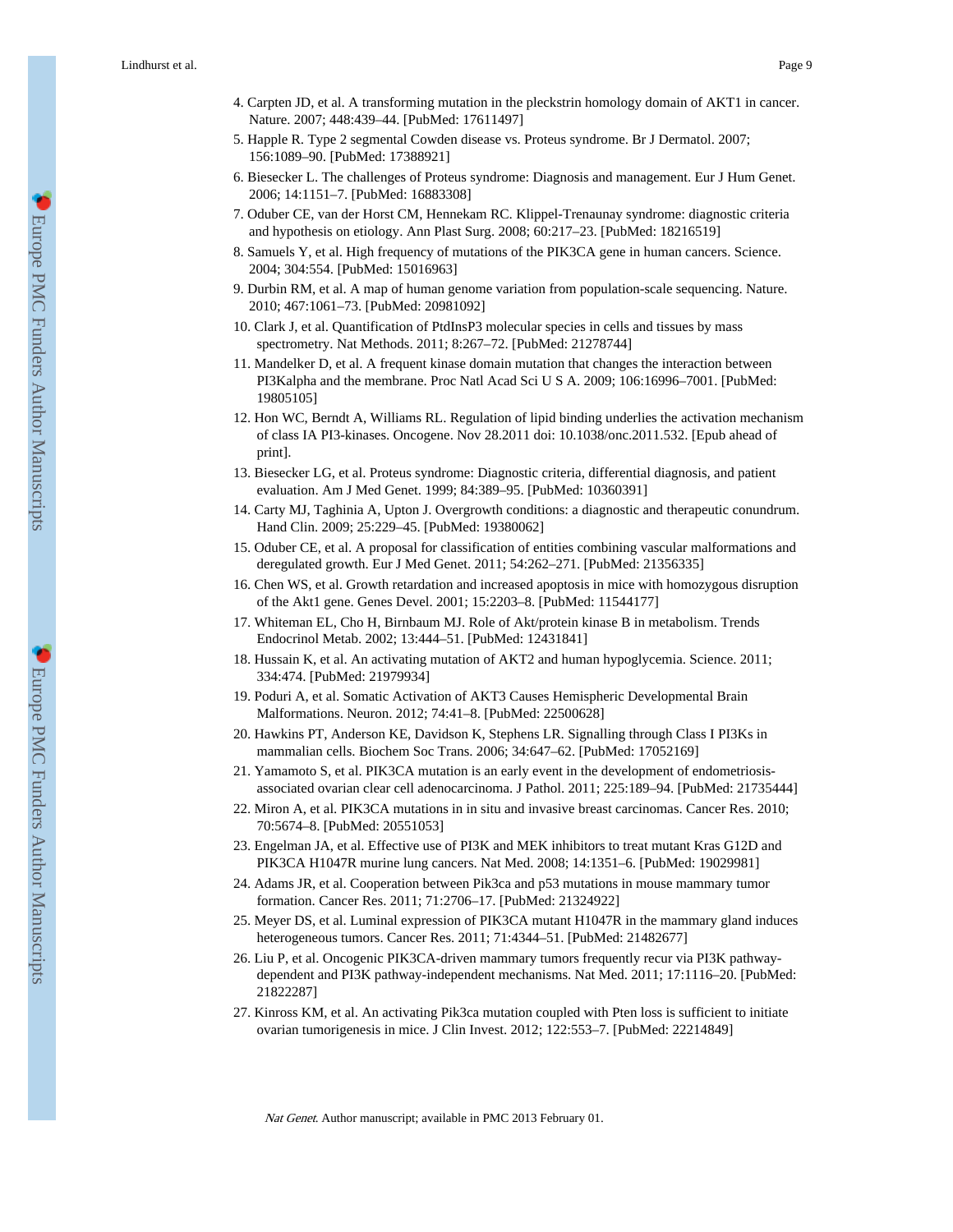4. Carpten JD, et al. A transforming mutation in the pleckstrin homology domain of AKT1 in cancer. Nature. 2007; 448:439–44. [PubMed: 17611497]
5. Happle R. Type 2 segmental Cowden disease vs. Proteus syndrome. Br J Dermatol. 2007; 156:1089–90. [PubMed: 17388921]
6. Biesecker L. The challenges of Proteus syndrome: Diagnosis and management. Eur J Hum Genet. 2006; 14:1151–7. [PubMed: 16883308]
7. Oduber CE, van der Horst CM, Hennekam RC. Klippel-Trenaunay syndrome: diagnostic criteria and hypothesis on etiology. Ann Plast Surg. 2008; 60:217–23. [PubMed: 18216519]
8. Samuels Y, et al. High frequency of mutations of the PIK3CA gene in human cancers. Science. 2004; 304:554. [PubMed: 15016963]
9. Durbin RM, et al. A map of human genome variation from population-scale sequencing. Nature. 2010; 467:1061–73. [PubMed: 20981092]
10. Clark J, et al. Quantification of PtdInsP3 molecular species in cells and tissues by mass spectrometry. Nat Methods. 2011; 8:267–72. [PubMed: 21278744]
11. Mandelker D, et al. A frequent kinase domain mutation that changes the interaction between PI3Kalpha and the membrane. Proc Natl Acad Sci U S A. 2009; 106:16996–7001. [PubMed: 19805105]
12. Hon WC, Berndt A, Williams RL. Regulation of lipid binding underlies the activation mechanism of class IA PI3-kinases. Oncogene. Nov 28.2011 doi: 10.1038/onc.2011.532. [Epub ahead of print].
13. Biesecker LG, et al. Proteus syndrome: Diagnostic criteria, differential diagnosis, and patient evaluation. Am J Med Genet. 1999; 84:389–95. [PubMed: 10360391]
14. Carty MJ, Taghinia A, Upton J. Overgrowth conditions: a diagnostic and therapeutic conundrum. Hand Clin. 2009; 25:229–45. [PubMed: 19380062]
15. Oduber CE, et al. A proposal for classification of entities combining vascular malformations and deregulated growth. Eur J Med Genet. 2011; 54:262–271. [PubMed: 21356335]
16. Chen WS, et al. Growth retardation and increased apoptosis in mice with homozygous disruption of the Akt1 gene. Genes Devel. 2001; 15:2203–8. [PubMed: 11544177]
17. Whiteman EL, Cho H, Birnbaum MJ. Role of Akt/protein kinase B in metabolism. Trends Endocrinol Metab. 2002; 13:444–51. [PubMed: 12431841]
18. Hussain K, et al. An activating mutation of AKT2 and human hypoglycemia. Science. 2011; 334:474. [PubMed: 21979934]
19. Poduri A, et al. Somatic Activation of AKT3 Causes Hemispheric Developmental Brain Malformations. Neuron. 2012; 74:41–8. [PubMed: 22500628]
20. Hawkins PT, Anderson KE, Davidson K, Stephens LR. Signalling through Class I PI3Ks in mammalian cells. Biochem Soc Trans. 2006; 34:647–62. [PubMed: 17052169]
21. Yamamoto S, et al. PIK3CA mutation is an early event in the development of endometriosis-associated ovarian clear cell adenocarcinoma. J Pathol. 2011; 225:189–94. [PubMed: 21735444]
22. Miron A, et al. PIK3CA mutations in in situ and invasive breast carcinomas. Cancer Res. 2010; 70:5674–8. [PubMed: 20551053]
23. Engelman JA, et al. Effective use of PI3K and MEK inhibitors to treat mutant Kras G12D and PIK3CA H1047R murine lung cancers. Nat Med. 2008; 14:1351–6. [PubMed: 19029981]
24. Adams JR, et al. Cooperation between Pik3ca and p53 mutations in mouse mammary tumor formation. Cancer Res. 2011; 71:2706–17. [PubMed: 21324922]
25. Meyer DS, et al. Luminal expression of PIK3CA mutant H1047R in the mammary gland induces heterogeneous tumors. Cancer Res. 2011; 71:4344–51. [PubMed: 21482677]
26. Liu P, et al. Oncogenic PIK3CA-driven mammary tumors frequently recur via PI3K pathway-dependent and PI3K pathway-independent mechanisms. Nat Med. 2011; 17:1116–20. [PubMed: 21822287]
27. Kinross KM, et al. An activating Pik3ca mutation coupled with Pten loss is sufficient to initiate ovarian tumorigenesis in mice. J Clin Invest. 2012; 122:553–7. [PubMed: 22214849]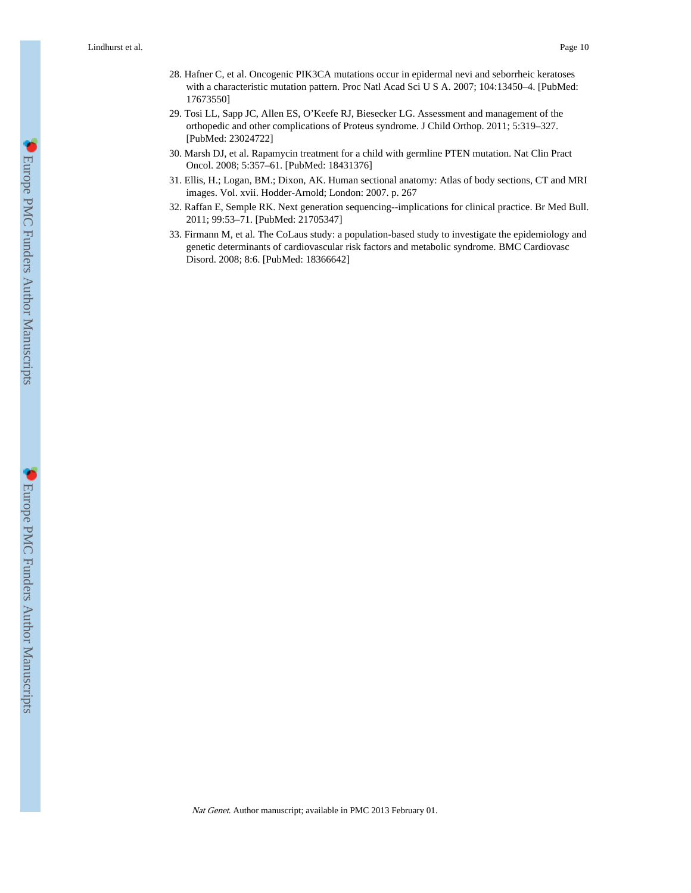28. Hafner C, et al. Oncogenic PIK3CA mutations occur in epidermal nevi and seborrheic keratoses with a characteristic mutation pattern. Proc Natl Acad Sci U S A. 2007; 104:13450–4. [PubMed: 17673550]
29. Tosi LL, Sapp JC, Allen ES, O'Keefe RJ, Biesecker LG. Assessment and management of the orthopedic and other complications of Proteus syndrome. J Child Orthop. 2011; 5:319–327. [PubMed: 23024722]
30. Marsh DJ, et al. Rapamycin treatment for a child with germline PTEN mutation. Nat Clin Pract Oncol. 2008; 5:357–61. [PubMed: 18431376]
31. Ellis, H.; Logan, BM.; Dixon, AK. Human sectional anatomy: Atlas of body sections, CT and MRI images. Vol. xvii. Hodder-Arnold; London: 2007. p. 267
32. Raffan E, Semple RK. Next generation sequencing--implications for clinical practice. Br Med Bull. 2011; 99:53–71. [PubMed: 21705347]
33. Firmann M, et al. The CoLaus study: a population-based study to investigate the epidemiology and genetic determinants of cardiovascular risk factors and metabolic syndrome. BMC Cardiovasc Disord. 2008; 8:6. [PubMed: 18366642]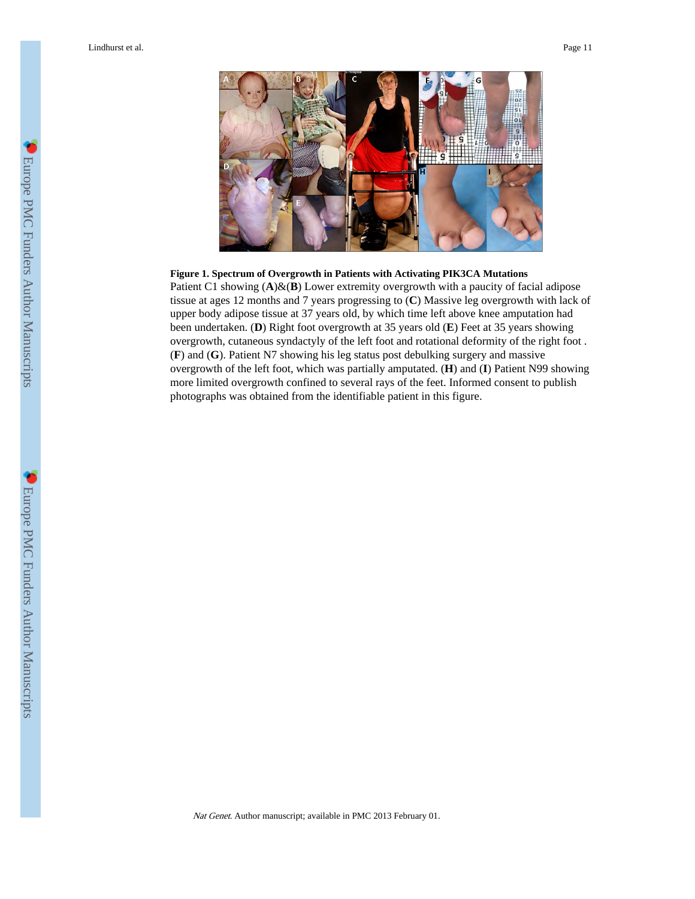**Figure 1. Spectrum of Overgrowth in Patients with Activating PIK3CA Mutations**

Patient C1 showing (**A**)&(**B**) Lower extremity overgrowth with a paucity of facial adipose tissue at ages 12 months and 7 years progressing to (**C**) Massive leg overgrowth with lack of upper body adipose tissue at 37 years old, by which time left above knee amputation had been undertaken. (**D**) Right foot overgrowth at 35 years old (**E**) Feet at 35 years showing overgrowth, cutaneous syndactyly of the left foot and rotational deformity of the right foot . (**F**) and (**G**). Patient N7 showing his leg status post debulking surgery and massive overgrowth of the left foot, which was partially amputated. (**H**) and (**I**) Patient N99 showing more limited overgrowth confined to several rays of the feet. Informed consent to publish photographs was obtained from the identifiable patient in this figure.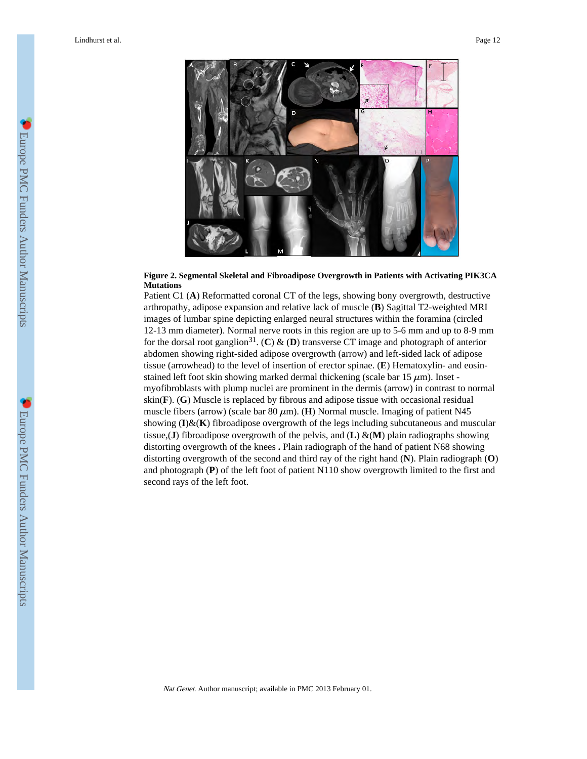**Figure 2. Segmental Skeletal and Fibroadipose Overgrowth in Patients with Activating PIK3CA Mutations**

Patient C1 (**A**) Reformatted coronal CT of the legs, showing bony overgrowth, destructive arthropathy, adipose expansion and relative lack of muscle (**B**) Sagittal T2-weighted MRI images of lumbar spine depicting enlarged neural structures within the foramina (circled 12-13 mm diameter). Normal nerve roots in this region are up to 5-6 mm and up to 8-9 mm for the dorsal root ganglion[31]. (**C**) & (**D**) transverse CT image and photograph of anterior abdomen showing right-sided adipose overgrowth (arrow) and left-sided lack of adipose tissue (arrowhead) to the level of insertion of erector spinae. (**E**) Hematoxylin- and eosin-stained left foot skin showing marked dermal thickening (scale bar 15 $\mu$m). Inset - myofibroblasts with plump nuclei are prominent in the dermis (arrow) in contrast to normal skin(**F**). (**G**) Muscle is replaced by fibrous and adipose tissue with occasional residual muscle fibers (arrow) (scale bar 80 $\mu$m). (**H**) Normal muscle. Imaging of patient N45 showing (**I**)&(**K**) fibroadipose overgrowth of the legs including subcutaneous and muscular tissue,(**J**) fibroadipose overgrowth of the pelvis, and (**L**) &(**M**) plain radiographs showing distorting overgrowth of the knees **.** Plain radiograph of the hand of patient N68 showing distorting overgrowth of the second and third ray of the right hand (**N**). Plain radiograph (**O**) and photograph (**P**) of the left foot of patient N110 show overgrowth limited to the first and second rays of the left foot.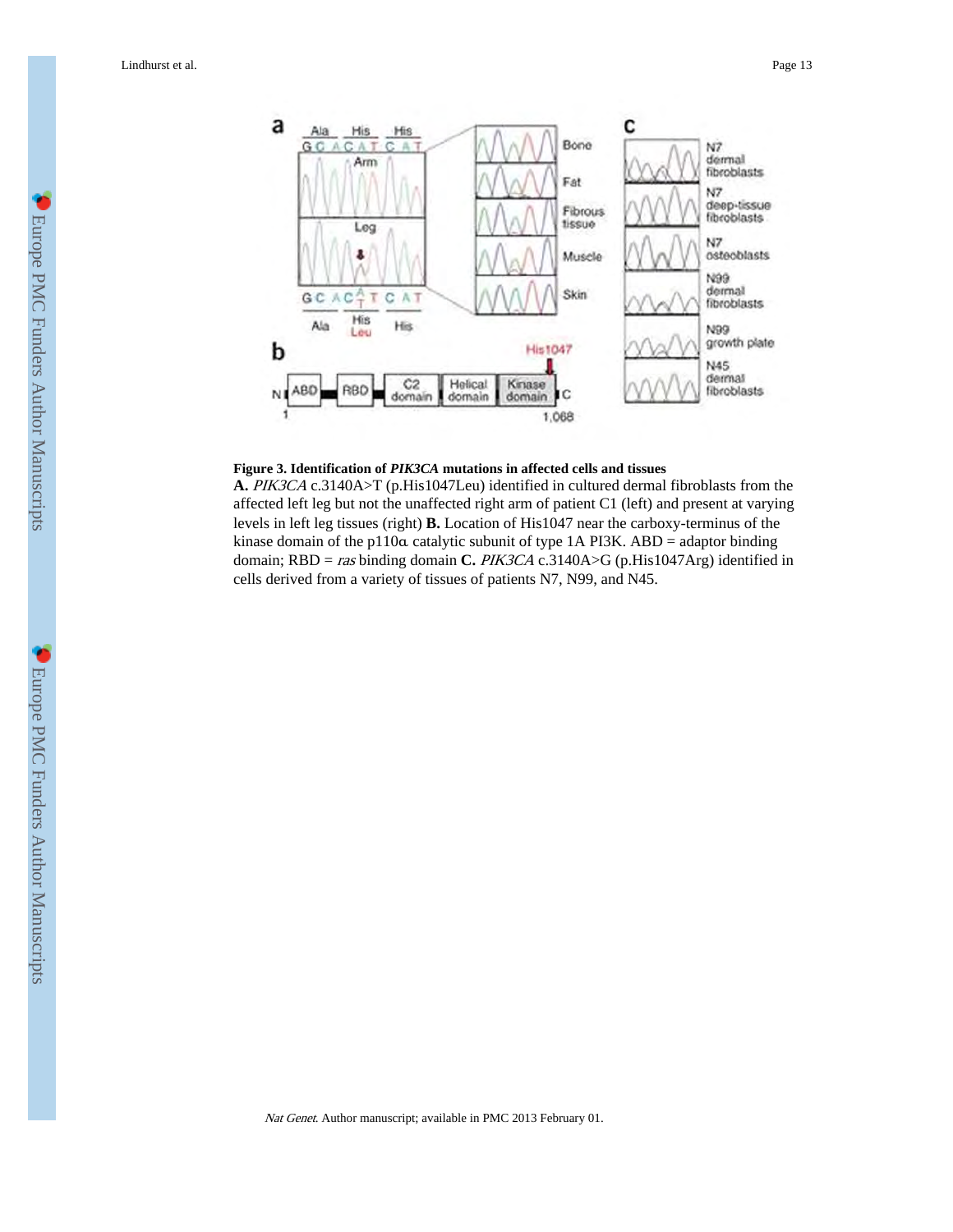**Figure 3. Identification of *PIK3CA* mutations in affected cells and tissues**

**A.** *PIK3CA* c.3140A>T (p.His1047Leu) identified in cultured dermal fibroblasts from the affected left leg but not the unaffected right arm of patient C1 (left) and present at varying levels in left leg tissues (right) **B.** Location of His1047 near the carboxy-terminus of the kinase domain of the p110α catalytic subunit of type 1A PI3K. ABD = adaptor binding domain; RBD = *ras* binding domain **C.** *PIK3CA* c.3140A>G (p.His1047Arg) identified in cells derived from a variety of tissues of patients N7, N99, and N45.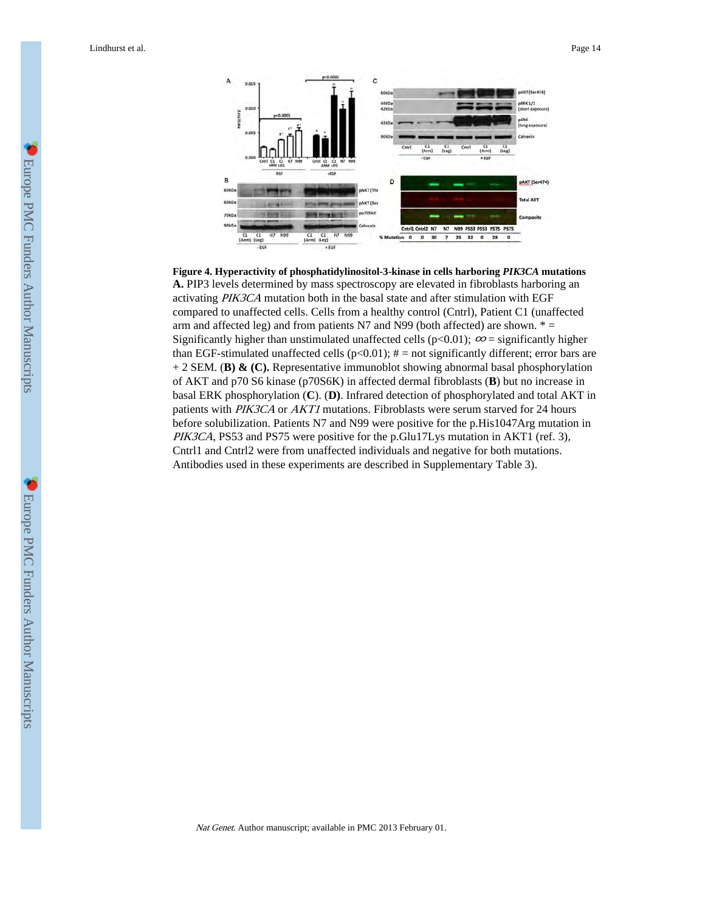**Figure 4. Hyperactivity of phosphatidylinositol-3-kinase in cells harboring *PIK3CA* mutations**

**A.** PIP3 levels determined by mass spectroscopy are elevated in fibroblasts harboring an activating *PIK3CA* mutation both in the basal state and after stimulation with EGF compared to unaffected cells. Cells from a healthy control (Cntrl), Patient C1 (unaffected arm and affected leg) and from patients N7 and N99 (both affected) are shown. * = Significantly higher than unstimulated unaffected cells ($p<0.01$); $\infty$ = significantly higher than EGF-stimulated unaffected cells ($p<0.01$); # = not significantly different; error bars are + 2 SEM. (**B) & (C).** Representative immunoblot showing abnormal basal phosphorylation of AKT and p70 S6 kinase (p70S6K) in affected dermal fibroblasts (**B**) but no increase in basal ERK phosphorylation (**C**). (**D)**. Infrared detection of phosphorylated and total AKT in patients with *PIK3CA* or *AKT1* mutations. Fibroblasts were serum starved for 24 hours before solubilization. Patients N7 and N99 were positive for the p.His1047Arg mutation in *PIK3CA*, PS53 and PS75 were positive for the p.Glu17Lys mutation in AKT1 (ref. 3), Cntrl1 and Cntrl2 were from unaffected individuals and negative for both mutations. Antibodies used in these experiments are described in Supplementary Table 3).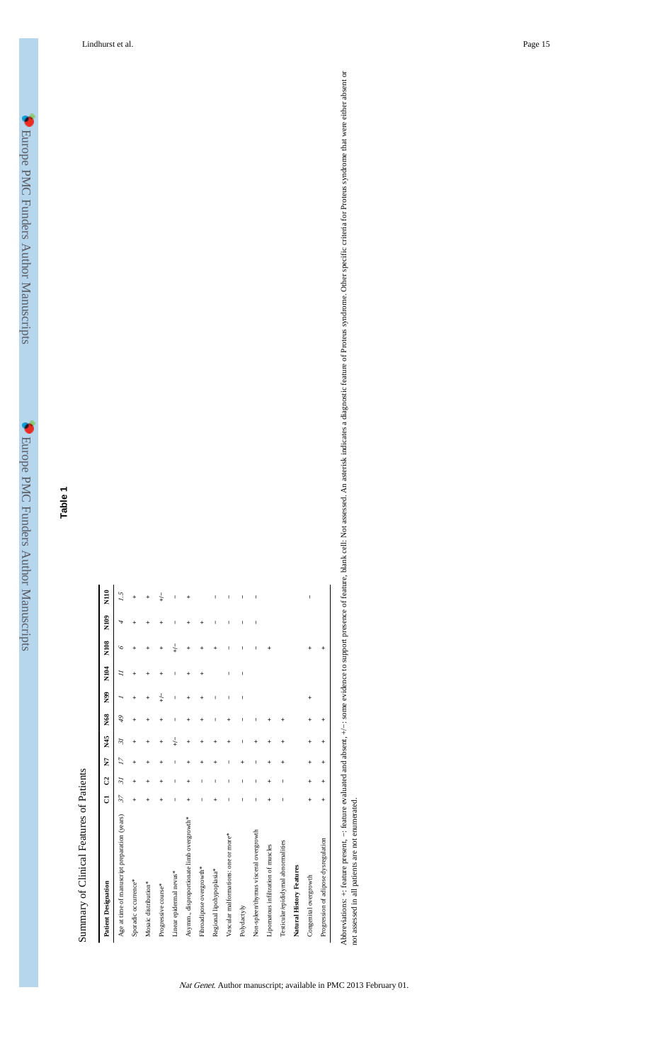**Table 1**

Summary of Clinical Features of Patients

| Patient Designation | C1 | C2 | N7 | N45 | N68 | N99 | N104 | N108 | N109 | N110 |
|---|---|---|---|---|---|---|---|---|---|---|
| Age at time of manuscript preparation (years) | *37* | *31* | *17* | *31* | *49* | *1* | *11* | *6* | *4* | *1.5* |
| Sporadic occurrence* | + | + | + | + | + | + | + | + | + | + |
| Mosaic distribution* | + | + | + | + | + | + | + | + | + | + |
| Progressive course* | + | + | + | + | + | +/− | + | + | + | +/− |
| Linear epidermal nevus* | − | − | − | +/− | − | − | − | +/− | − | − |
| Asymm., disproportionate limb overgrowth* | + | + | + | + | + | + | + | + | + | + |
| Fibroadipose overgrowth* | − | − | + | + | + | + | + | + | + | |
| Regional lipohypoplasia* | + | − | + | + | − | − | | + | − | − |
| Vascular malformations: one or more* | − | − | − | + | + | − | − | − | − | − |
| Polydactyly | − | − | + | − | − | − | − | − | − | − |
| Non-spleen/thymus visceral overgrowth | − | − | − | + | − | | | − | − | − |
| Lipomatous infiltration of muscles | + | + | + | + | + | | | + | | |
| Testicular/epididymal abnormalities | − | − | + | + | + | | | | | |
| **Natural History Features** | | | | | | | | | | |
| Congenital overgrowth | + | + | + | + | + | + | | + | | − |
| Progression of adipose dysregulation | + | + | + | + | + | | | + | | |

Abbreviations: +: feature present, −: feature evaluated and absent, +/−: some evidence to support presence of feature, blank cell: Not assessed. An asterisk indicates a diagnostic feature of Proteus syndrome. Other specific criteria for Proteus syndrome that were either absent or not assessed in all patients are not enumerated.